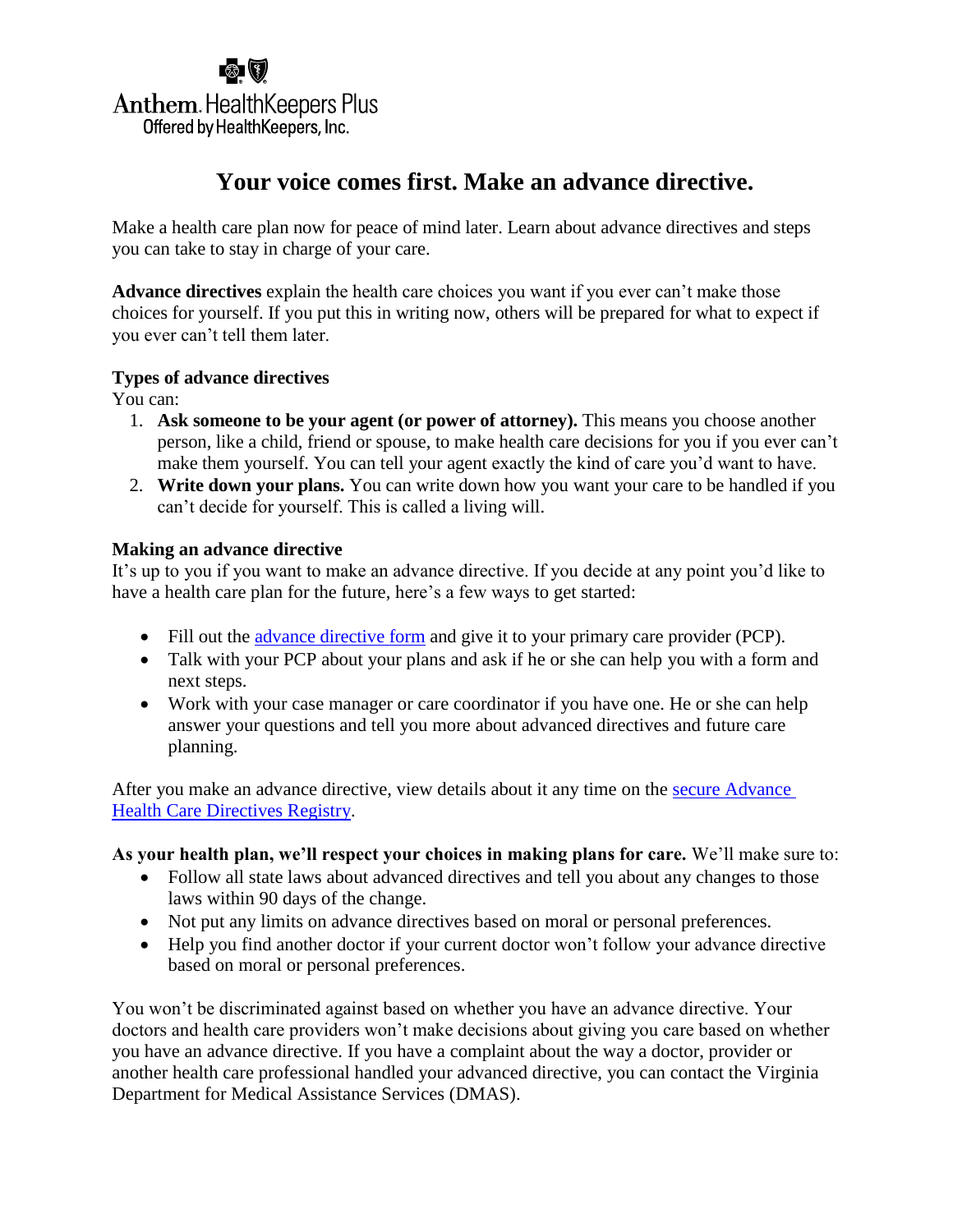Anthem. HealthKeepers Plus
Offered by HealthKeepers, Inc.

# Your voice comes first. Make an advance directive.

Make a health care plan now for peace of mind later. Learn about advance directives and steps you can take to stay in charge of your care.

**Advance directives** explain the health care choices you want if you ever can't make those choices for yourself. If you put this in writing now, others will be prepared for what to expect if you ever can't tell them later.

**Types of advance directives**

You can:

1. **Ask someone to be your agent (or power of attorney).** This means you choose another person, like a child, friend or spouse, to make health care decisions for you if you ever can't make them yourself. You can tell your agent exactly the kind of care you'd want to have.
2. **Write down your plans.** You can write down how you want your care to be handled if you can't decide for yourself. This is called a living will.

**Making an advance directive**

It's up to you if you want to make an advance directive. If you decide at any point you'd like to have a health care plan for the future, here's a few ways to get started:

- Fill out the advance directive form and give it to your primary care provider (PCP).
- Talk with your PCP about your plans and ask if he or she can help you with a form and next steps.
- Work with your case manager or care coordinator if you have one. He or she can help answer your questions and tell you more about advanced directives and future care planning.

After you make an advance directive, view details about it any time on the secure Advance Health Care Directives Registry.

**As your health plan, we'll respect your choices in making plans for care.** We'll make sure to:

- Follow all state laws about advanced directives and tell you about any changes to those laws within 90 days of the change.
- Not put any limits on advance directives based on moral or personal preferences.
- Help you find another doctor if your current doctor won't follow your advance directive based on moral or personal preferences.

You won't be discriminated against based on whether you have an advance directive. Your doctors and health care providers won't make decisions about giving you care based on whether you have an advance directive. If you have a complaint about the way a doctor, provider or another health care professional handled your advanced directive, you can contact the Virginia Department for Medical Assistance Services (DMAS).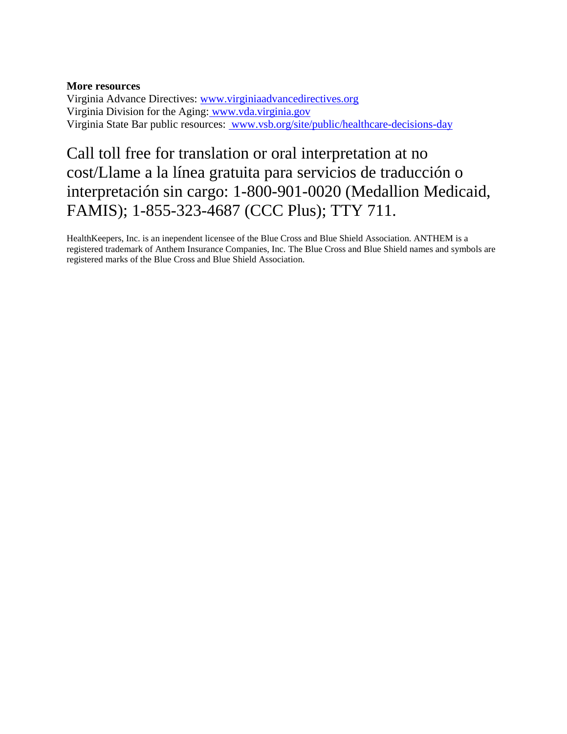**More resources**

Virginia Advance Directives: www.virginiaadvancedirectives.org
Virginia Division for the Aging: www.vda.virginia.gov
Virginia State Bar public resources: www.vsb.org/site/public/healthcare-decisions-day

Call toll free for translation or oral interpretation at no cost/Llame a la línea gratuita para servicios de traducción o interpretación sin cargo: 1-800-901-0020 (Medallion Medicaid, FAMIS); 1-855-323-4687 (CCC Plus); TTY 711.

HealthKeepers, Inc. is an inependent licensee of the Blue Cross and Blue Shield Association. ANTHEM is a registered trademark of Anthem Insurance Companies, Inc. The Blue Cross and Blue Shield names and symbols are registered marks of the Blue Cross and Blue Shield Association.